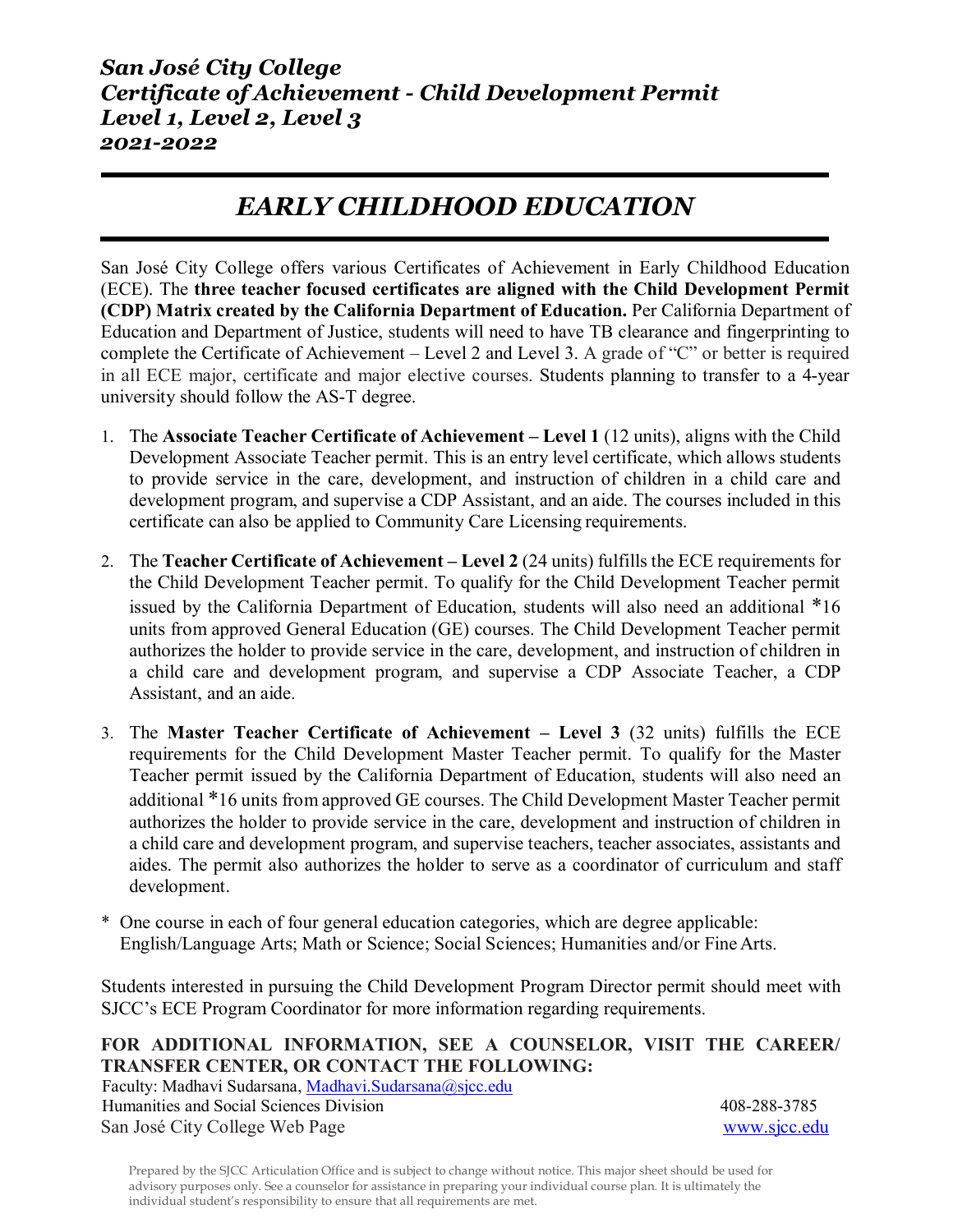***San José City College***
***Certificate of Achievement - Child Development Permit***
***Level 1, Level 2, Level 3***
***2021-2022***

# *EARLY CHILDHOOD EDUCATION*

San José City College offers various Certificates of Achievement in Early Childhood Education (ECE). The **three teacher focused certificates are aligned with the Child Development Permit (CDP) Matrix created by the California Department of Education.** Per California Department of Education and Department of Justice, students will need to have TB clearance and fingerprinting to complete the Certificate of Achievement – Level 2 and Level 3. A grade of "C" or better is required in all ECE major, certificate and major elective courses. Students planning to transfer to a 4-year university should follow the AS-T degree.

1. The **Associate Teacher Certificate of Achievement – Level 1** (12 units), aligns with the Child Development Associate Teacher permit. This is an entry level certificate, which allows students to provide service in the care, development, and instruction of children in a child care and development program, and supervise a CDP Assistant, and an aide. The courses included in this certificate can also be applied to Community Care Licensing requirements.

2. The **Teacher Certificate of Achievement – Level 2** (24 units) fulfills the ECE requirements for the Child Development Teacher permit. To qualify for the Child Development Teacher permit issued by the California Department of Education, students will also need an additional *16 units from approved General Education (GE) courses. The Child Development Teacher permit authorizes the holder to provide service in the care, development, and instruction of children in a child care and development program, and supervise a CDP Associate Teacher, a CDP Assistant, and an aide.

3. The **Master Teacher Certificate of Achievement – Level 3** (32 units) fulfills the ECE requirements for the Child Development Master Teacher permit. To qualify for the Master Teacher permit issued by the California Department of Education, students will also need an additional *16 units from approved GE courses. The Child Development Master Teacher permit authorizes the holder to provide service in the care, development and instruction of children in a child care and development program, and supervise teachers, teacher associates, assistants and aides. The permit also authorizes the holder to serve as a coordinator of curriculum and staff development.

\* One course in each of four general education categories, which are degree applicable: English/Language Arts; Math or Science; Social Sciences; Humanities and/or Fine Arts.

Students interested in pursuing the Child Development Program Director permit should meet with SJCC's ECE Program Coordinator for more information regarding requirements.

**FOR ADDITIONAL INFORMATION, SEE A COUNSELOR, VISIT THE CAREER/ TRANSFER CENTER, OR CONTACT THE FOLLOWING:**

Faculty: Madhavi Sudarsana, Madhavi.Sudarsana@sjcc.edu
Humanities and Social Sciences Division 408-288-3785
San José City College Web Page www.sjcc.edu

Prepared by the SJCC Articulation Office and is subject to change without notice. This major sheet should be used for advisory purposes only. See a counselor for assistance in preparing your individual course plan. It is ultimately the individual student's responsibility to ensure that all requirements are met.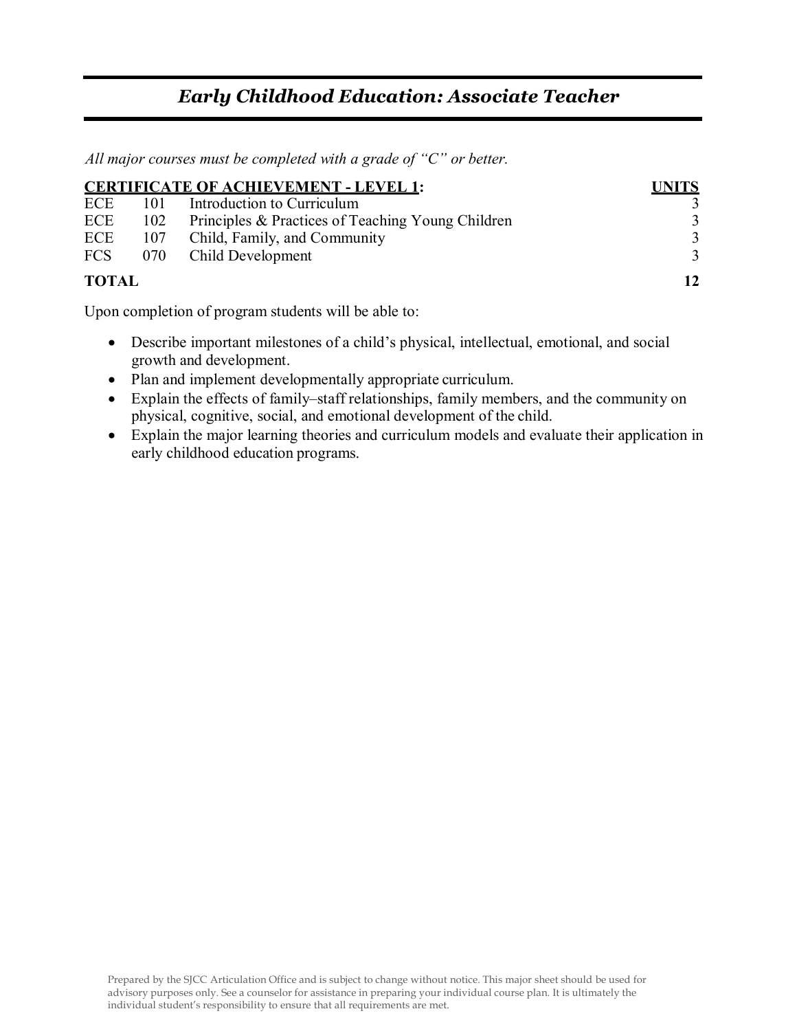# *Early Childhood Education: Associate Teacher*

*All major courses must be completed with a grade of "C" or better.*

| **CERTIFICATE OF ACHIEVEMENT - LEVEL 1:** | | | **UNITS** |
|---|---|---|---|
| ECE | 101 | Introduction to Curriculum | 3 |
| ECE | 102 | Principles & Practices of Teaching Young Children | 3 |
| ECE | 107 | Child, Family, and Community | 3 |
| FCS | 070 | Child Development | 3 |
| **TOTAL** | | | **12** |

Upon completion of program students will be able to:

- Describe important milestones of a child's physical, intellectual, emotional, and social growth and development.
- Plan and implement developmentally appropriate curriculum.
- Explain the effects of family–staff relationships, family members, and the community on physical, cognitive, social, and emotional development of the child.
- Explain the major learning theories and curriculum models and evaluate their application in early childhood education programs.

Prepared by the SJCC Articulation Office and is subject to change without notice. This major sheet should be used for advisory purposes only. See a counselor for assistance in preparing your individual course plan. It is ultimately the individual student's responsibility to ensure that all requirements are met.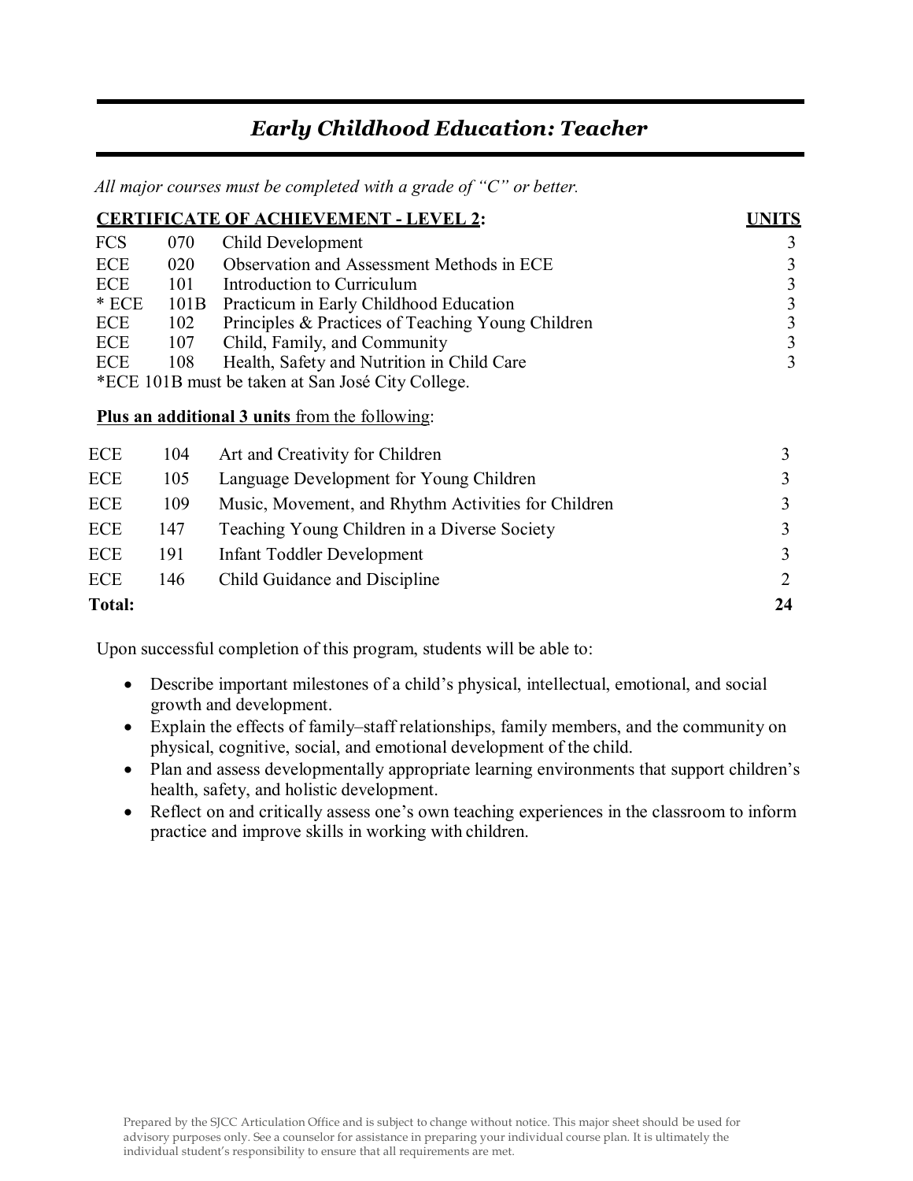## *Early Childhood Education: Teacher*

*All major courses must be completed with a grade of "C" or better.*

| **CERTIFICATE OF ACHIEVEMENT - LEVEL 2:** | | | **UNITS** |
|---|---|---|---|
| FCS | 070 | Child Development | 3 |
| ECE | 020 | Observation and Assessment Methods in ECE | 3 |
| ECE | 101 | Introduction to Curriculum | 3 |
| * ECE | 101B | Practicum in Early Childhood Education | 3 |
| ECE | 102 | Principles & Practices of Teaching Young Children | 3 |
| ECE | 107 | Child, Family, and Community | 3 |
| ECE | 108 | Health, Safety and Nutrition in Child Care | 3 |

*ECE 101B must be taken at San José City College.

**Plus an additional 3 units** from the following:

| | | | |
|---|---|---|---|
| ECE | 104 | Art and Creativity for Children | 3 |
| ECE | 105 | Language Development for Young Children | 3 |
| ECE | 109 | Music, Movement, and Rhythm Activities for Children | 3 |
| ECE | 147 | Teaching Young Children in a Diverse Society | 3 |
| ECE | 191 | Infant Toddler Development | 3 |
| ECE | 146 | Child Guidance and Discipline | 2 |
| **Total:** | | | **24** |

Upon successful completion of this program, students will be able to:

- Describe important milestones of a child's physical, intellectual, emotional, and social growth and development.
- Explain the effects of family–staff relationships, family members, and the community on physical, cognitive, social, and emotional development of the child.
- Plan and assess developmentally appropriate learning environments that support children's health, safety, and holistic development.
- Reflect on and critically assess one's own teaching experiences in the classroom to inform practice and improve skills in working with children.

Prepared by the SJCC Articulation Office and is subject to change without notice. This major sheet should be used for advisory purposes only. See a counselor for assistance in preparing your individual course plan. It is ultimately the individual student's responsibility to ensure that all requirements are met.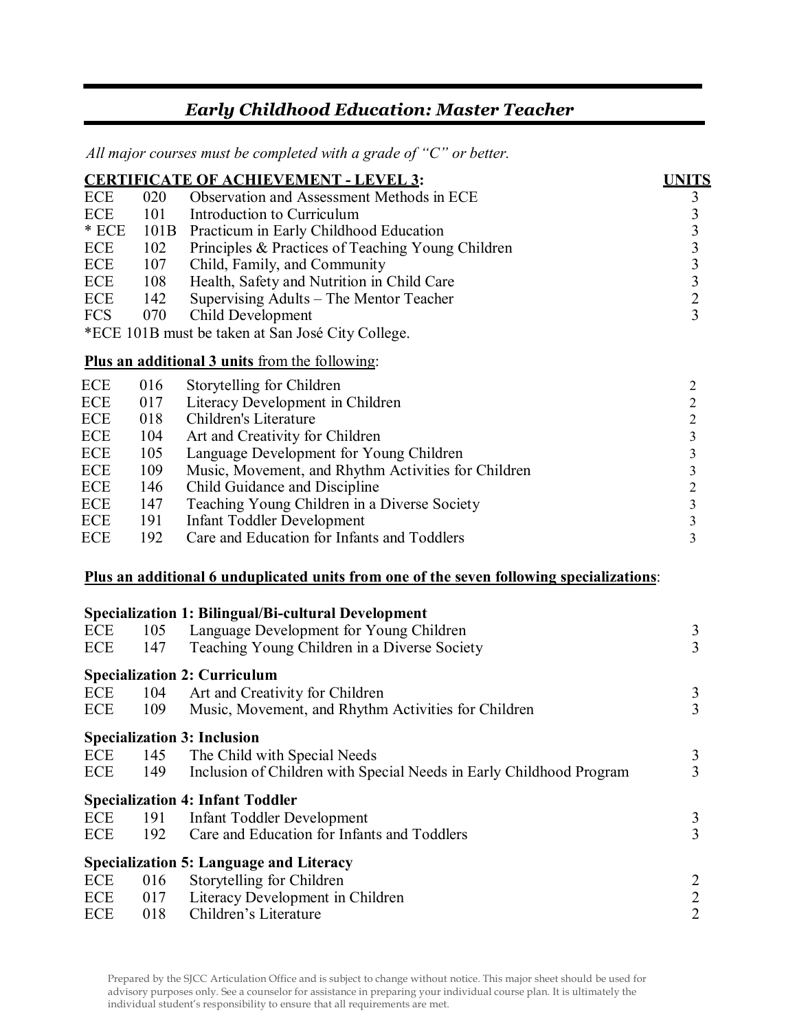## *Early Childhood Education: Master Teacher*

*All major courses must be completed with a grade of "C" or better.*

| **CERTIFICATE OF ACHIEVEMENT - LEVEL 3:** | | | **UNITS** |
|---|---|---|---|
| ECE | 020 | Observation and Assessment Methods in ECE | 3 |
| ECE | 101 | Introduction to Curriculum | 3 |
| * ECE | 101B | Practicum in Early Childhood Education | 3 |
| ECE | 102 | Principles & Practices of Teaching Young Children | 3 |
| ECE | 107 | Child, Family, and Community | 3 |
| ECE | 108 | Health, Safety and Nutrition in Child Care | 3 |
| ECE | 142 | Supervising Adults – The Mentor Teacher | 2 |
| FCS | 070 | Child Development | 3 |

*ECE 101B must be taken at San José City College.

**Plus an additional 3 units** from the following:

| | | | |
|---|---|---|---|
| ECE | 016 | Storytelling for Children | 2 |
| ECE | 017 | Literacy Development in Children | 2 |
| ECE | 018 | Children's Literature | 2 |
| ECE | 104 | Art and Creativity for Children | 3 |
| ECE | 105 | Language Development for Young Children | 3 |
| ECE | 109 | Music, Movement, and Rhythm Activities for Children | 3 |
| ECE | 146 | Child Guidance and Discipline | 2 |
| ECE | 147 | Teaching Young Children in a Diverse Society | 3 |
| ECE | 191 | Infant Toddler Development | 3 |
| ECE | 192 | Care and Education for Infants and Toddlers | 3 |

**Plus an additional 6 unduplicated units from one of the seven following specializations**:

**Specialization 1: Bilingual/Bi-cultural Development**

| | | | |
|---|---|---|---|
| ECE | 105 | Language Development for Young Children | 3 |
| ECE | 147 | Teaching Young Children in a Diverse Society | 3 |

**Specialization 2: Curriculum**

| | | | |
|---|---|---|---|
| ECE | 104 | Art and Creativity for Children | 3 |
| ECE | 109 | Music, Movement, and Rhythm Activities for Children | 3 |

**Specialization 3: Inclusion**

| | | | |
|---|---|---|---|
| ECE | 145 | The Child with Special Needs | 3 |
| ECE | 149 | Inclusion of Children with Special Needs in Early Childhood Program | 3 |

**Specialization 4: Infant Toddler**

| | | | |
|---|---|---|---|
| ECE | 191 | Infant Toddler Development | 3 |
| ECE | 192 | Care and Education for Infants and Toddlers | 3 |

**Specialization 5: Language and Literacy**

| | | | |
|---|---|---|---|
| ECE | 016 | Storytelling for Children | 2 |
| ECE | 017 | Literacy Development in Children | 2 |
| ECE | 018 | Children's Literature | 2 |

Prepared by the SJCC Articulation Office and is subject to change without notice. This major sheet should be used for advisory purposes only. See a counselor for assistance in preparing your individual course plan. It is ultimately the individual student's responsibility to ensure that all requirements are met.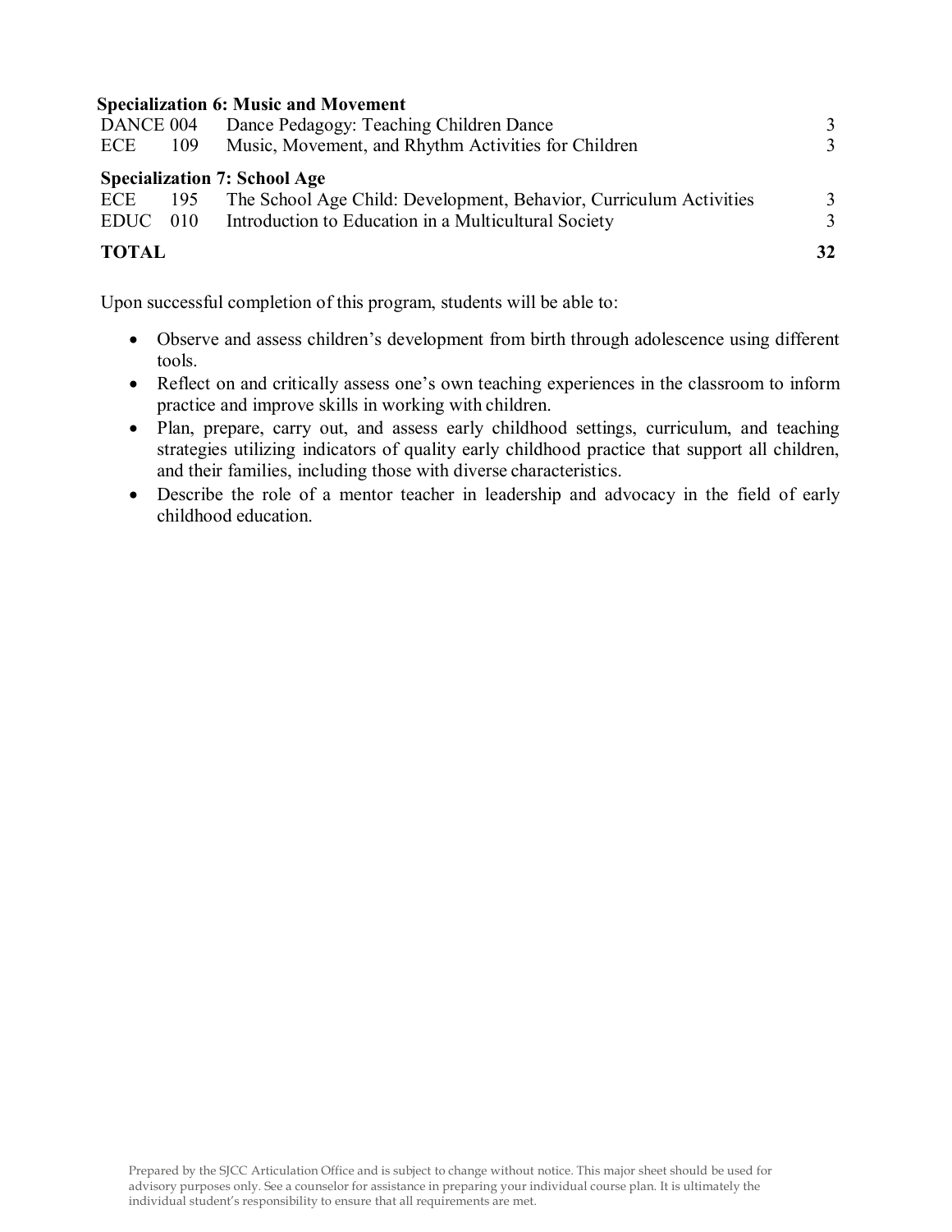**Specialization 6: Music and Movement**

| | | |
|---|---|---|
| DANCE 004 | Dance Pedagogy: Teaching Children Dance | 3 |
| ECE 109 | Music, Movement, and Rhythm Activities for Children | 3 |

**Specialization 7: School Age**

| | | |
|---|---|---|
| ECE 195 | The School Age Child: Development, Behavior, Curriculum Activities | 3 |
| EDUC 010 | Introduction to Education in a Multicultural Society | 3 |
| **TOTAL** | | **32** |

Upon successful completion of this program, students will be able to:

- Observe and assess children's development from birth through adolescence using different tools.
- Reflect on and critically assess one's own teaching experiences in the classroom to inform practice and improve skills in working with children.
- Plan, prepare, carry out, and assess early childhood settings, curriculum, and teaching strategies utilizing indicators of quality early childhood practice that support all children, and their families, including those with diverse characteristics.
- Describe the role of a mentor teacher in leadership and advocacy in the field of early childhood education.

Prepared by the SJCC Articulation Office and is subject to change without notice. This major sheet should be used for advisory purposes only. See a counselor for assistance in preparing your individual course plan. It is ultimately the individual student's responsibility to ensure that all requirements are met.